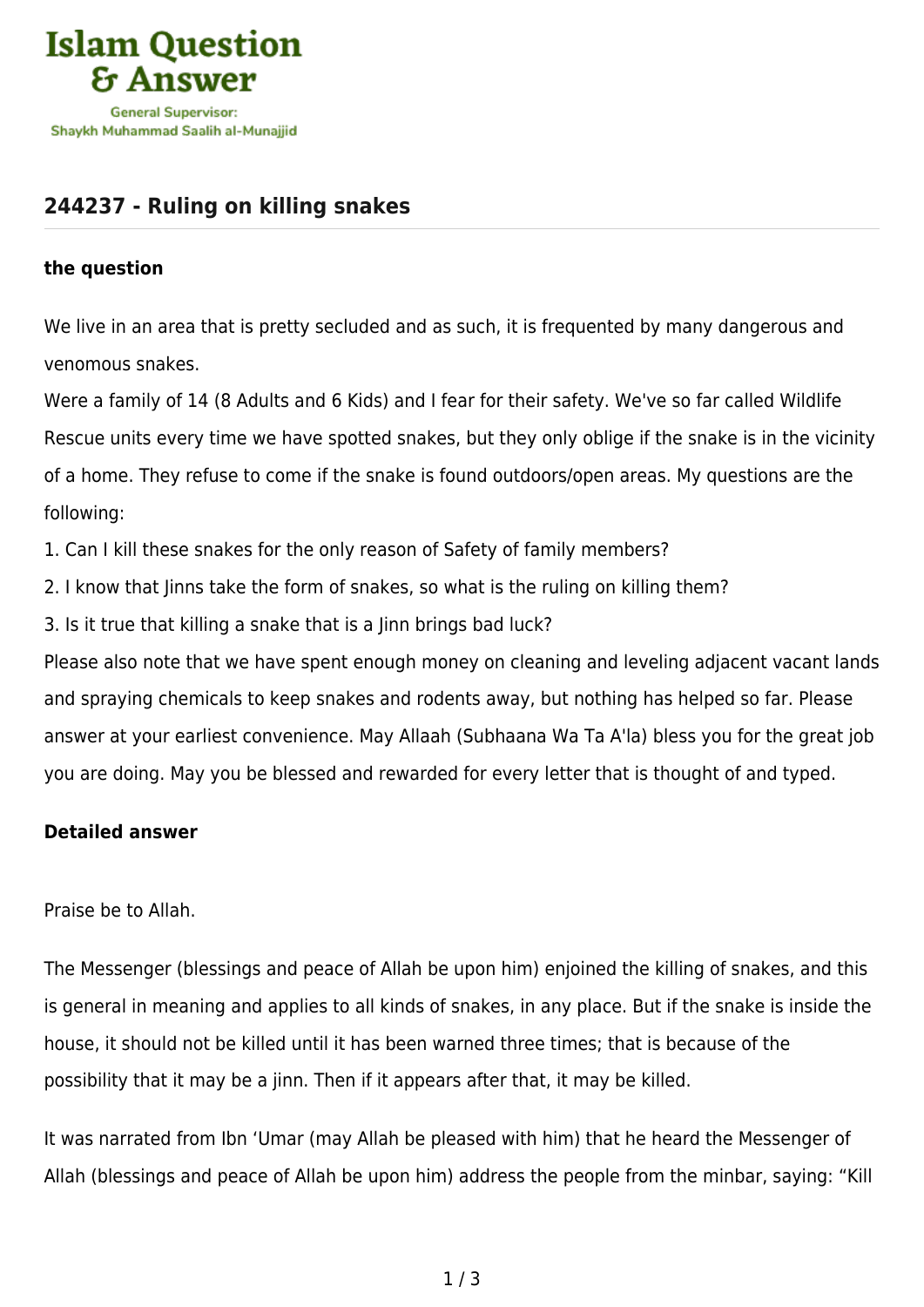# 244237 - Ruling on killing snakes

### the question

We live in an area that is pretty secluded and as such, it is frequented by many dangerous and venomous snakes.

Were a family of 14 (8 Adults and 6 Kids) and I fear for their safety. We've so far called Wildlife Rescue units every time we have spotted snakes, but they only oblige if the snake is in the vicinity of a home. They refuse to come if the snake is found outdoors/open areas. My questions are the following:

1. Can I kill these snakes for the only reason of Safety of family members?
2. I know that Jinns take the form of snakes, so what is the ruling on killing them?
3. Is it true that killing a snake that is a Jinn brings bad luck?

Please also note that we have spent enough money on cleaning and leveling adjacent vacant lands and spraying chemicals to keep snakes and rodents away, but nothing has helped so far. Please answer at your earliest convenience. May Allaah (Subhaana Wa Ta A'la) bless you for the great job you are doing. May you be blessed and rewarded for every letter that is thought of and typed.

### Detailed answer

Praise be to Allah.

The Messenger (blessings and peace of Allah be upon him) enjoined the killing of snakes, and this is general in meaning and applies to all kinds of snakes, in any place. But if the snake is inside the house, it should not be killed until it has been warned three times; that is because of the possibility that it may be a jinn. Then if it appears after that, it may be killed.

It was narrated from Ibn 'Umar (may Allah be pleased with him) that he heard the Messenger of Allah (blessings and peace of Allah be upon him) address the people from the minbar, saying: "Kill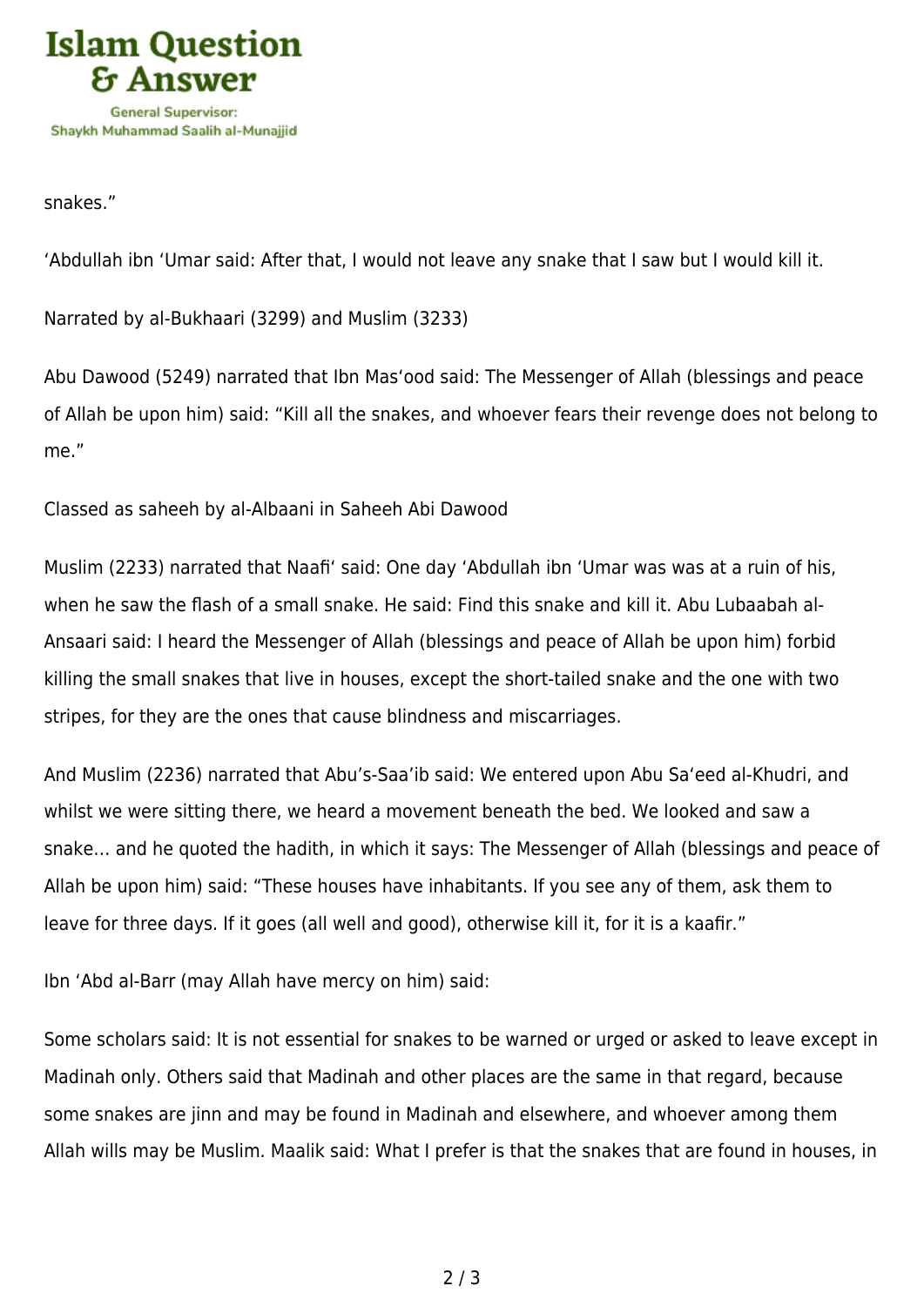snakes."

'Abdullah ibn 'Umar said: After that, I would not leave any snake that I saw but I would kill it.

Narrated by al-Bukhaari (3299) and Muslim (3233)

Abu Dawood (5249) narrated that Ibn Mas'ood said: The Messenger of Allah (blessings and peace of Allah be upon him) said: "Kill all the snakes, and whoever fears their revenge does not belong to me."

Classed as saheeh by al-Albaani in Saheeh Abi Dawood

Muslim (2233) narrated that Naafi' said: One day 'Abdullah ibn 'Umar was was at a ruin of his, when he saw the flash of a small snake. He said: Find this snake and kill it. Abu Lubaabah al-Ansaari said: I heard the Messenger of Allah (blessings and peace of Allah be upon him) forbid killing the small snakes that live in houses, except the short-tailed snake and the one with two stripes, for they are the ones that cause blindness and miscarriages.

And Muslim (2236) narrated that Abu's-Saa'ib said: We entered upon Abu Sa'eed al-Khudri, and whilst we were sitting there, we heard a movement beneath the bed. We looked and saw a snake… and he quoted the hadith, in which it says: The Messenger of Allah (blessings and peace of Allah be upon him) said: "These houses have inhabitants. If you see any of them, ask them to leave for three days. If it goes (all well and good), otherwise kill it, for it is a kaafir."

Ibn 'Abd al-Barr (may Allah have mercy on him) said:

Some scholars said: It is not essential for snakes to be warned or urged or asked to leave except in Madinah only. Others said that Madinah and other places are the same in that regard, because some snakes are jinn and may be found in Madinah and elsewhere, and whoever among them Allah wills may be Muslim. Maalik said: What I prefer is that the snakes that are found in houses, in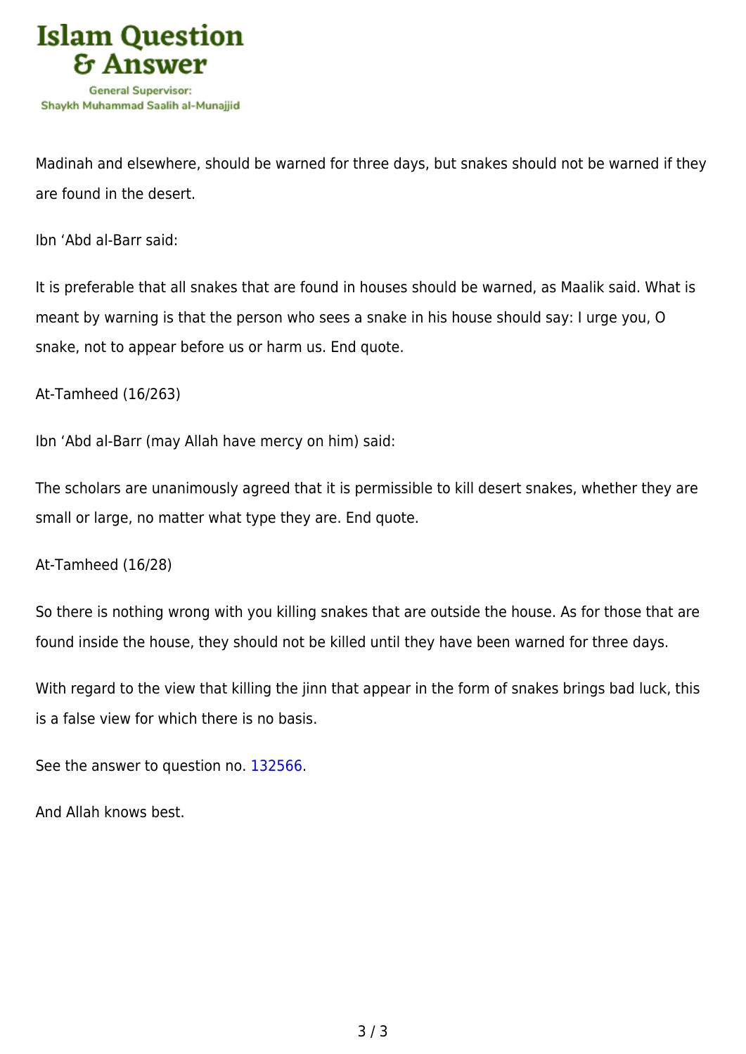Madinah and elsewhere, should be warned for three days, but snakes should not be warned if they are found in the desert.

Ibn 'Abd al-Barr said:

It is preferable that all snakes that are found in houses should be warned, as Maalik said. What is meant by warning is that the person who sees a snake in his house should say: I urge you, O snake, not to appear before us or harm us. End quote.

At-Tamheed (16/263)

Ibn 'Abd al-Barr (may Allah have mercy on him) said:

The scholars are unanimously agreed that it is permissible to kill desert snakes, whether they are small or large, no matter what type they are. End quote.

At-Tamheed (16/28)

So there is nothing wrong with you killing snakes that are outside the house. As for those that are found inside the house, they should not be killed until they have been warned for three days.

With regard to the view that killing the jinn that appear in the form of snakes brings bad luck, this is a false view for which there is no basis.

See the answer to question no. 132566.

And Allah knows best.